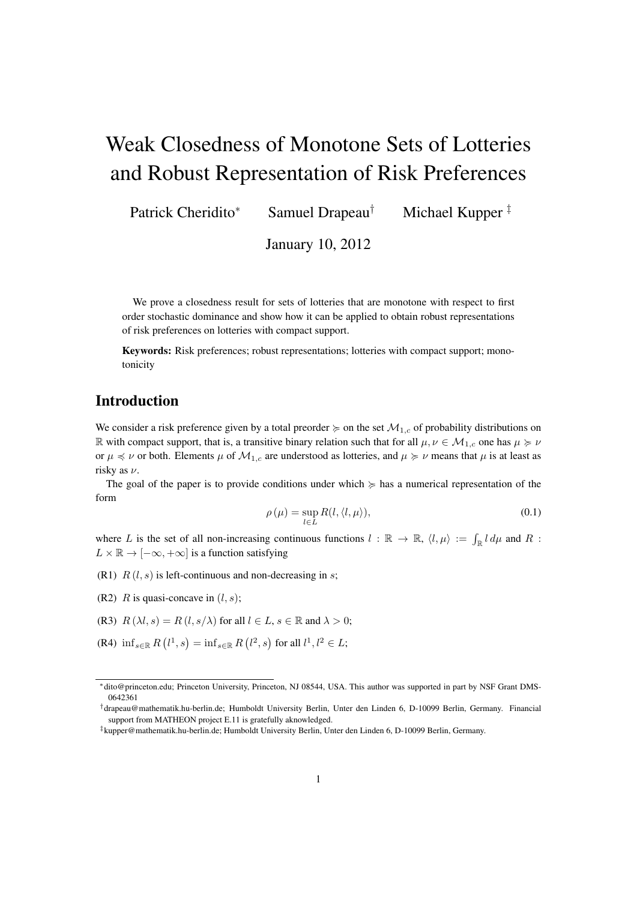# Weak Closedness of Monotone Sets of Lotteries and Robust Representation of Risk Preferences

Patrick Cheridito* Samuel Drapeau† Michael Kupper‡

January 10, 2012

We prove a closedness result for sets of lotteries that are monotone with respect to first order stochastic dominance and show how it can be applied to obtain robust representations of risk preferences on lotteries with compact support.

**Keywords:** Risk preferences; robust representations; lotteries with compact support; monotonicity

## Introduction

We consider a risk preference given by a total preorder $\succcurlyeq$ on the set $\mathcal{M}_{1,c}$ of probability distributions on $\mathbb{R}$ with compact support, that is, a transitive binary relation such that for all $\mu, \nu \in \mathcal{M}_{1,c}$ one has $\mu \succcurlyeq \nu$ or $\mu \preccurlyeq \nu$ or both. Elements $\mu$ of $\mathcal{M}_{1,c}$ are understood as lotteries, and $\mu \succcurlyeq \nu$ means that $\mu$ is at least as risky as $\nu$.

The goal of the paper is to provide conditions under which $\succcurlyeq$ has a numerical representation of the form

$$\rho(\mu) = \sup_{l \in L} R(l, \langle l, \mu \rangle), \tag{0.1}$$

where $L$ is the set of all non-increasing continuous functions $l : \mathbb{R} \to \mathbb{R}$, $\langle l, \mu \rangle := \int_{\mathbb{R}} l \, d\mu$ and $R : L \times \mathbb{R} \to [-\infty, +\infty]$ is a function satisfying

(R1) $R(l, s)$ is left-continuous and non-decreasing in $s$;

(R2) $R$ is quasi-concave in $(l, s)$;

(R3) $R(\lambda l, s) = R(l, s/\lambda)$ for all $l \in L$, $s \in \mathbb{R}$ and $\lambda > 0$;

(R4) $\inf_{s \in \mathbb{R}} R(l^1, s) = \inf_{s \in \mathbb{R}} R(l^2, s)$ for all $l^1, l^2 \in L$;

---

*dito@princeton.edu; Princeton University, Princeton, NJ 08544, USA. This author was supported in part by NSF Grant DMS-0642361

†drapeau@mathematik.hu-berlin.de; Humboldt University Berlin, Unter den Linden 6, D-10099 Berlin, Germany. Financial support from MATHEON project E.11 is gratefully aknowledged.

‡kupper@mathematik.hu-berlin.de; Humboldt University Berlin, Unter den Linden 6, D-10099 Berlin, Germany.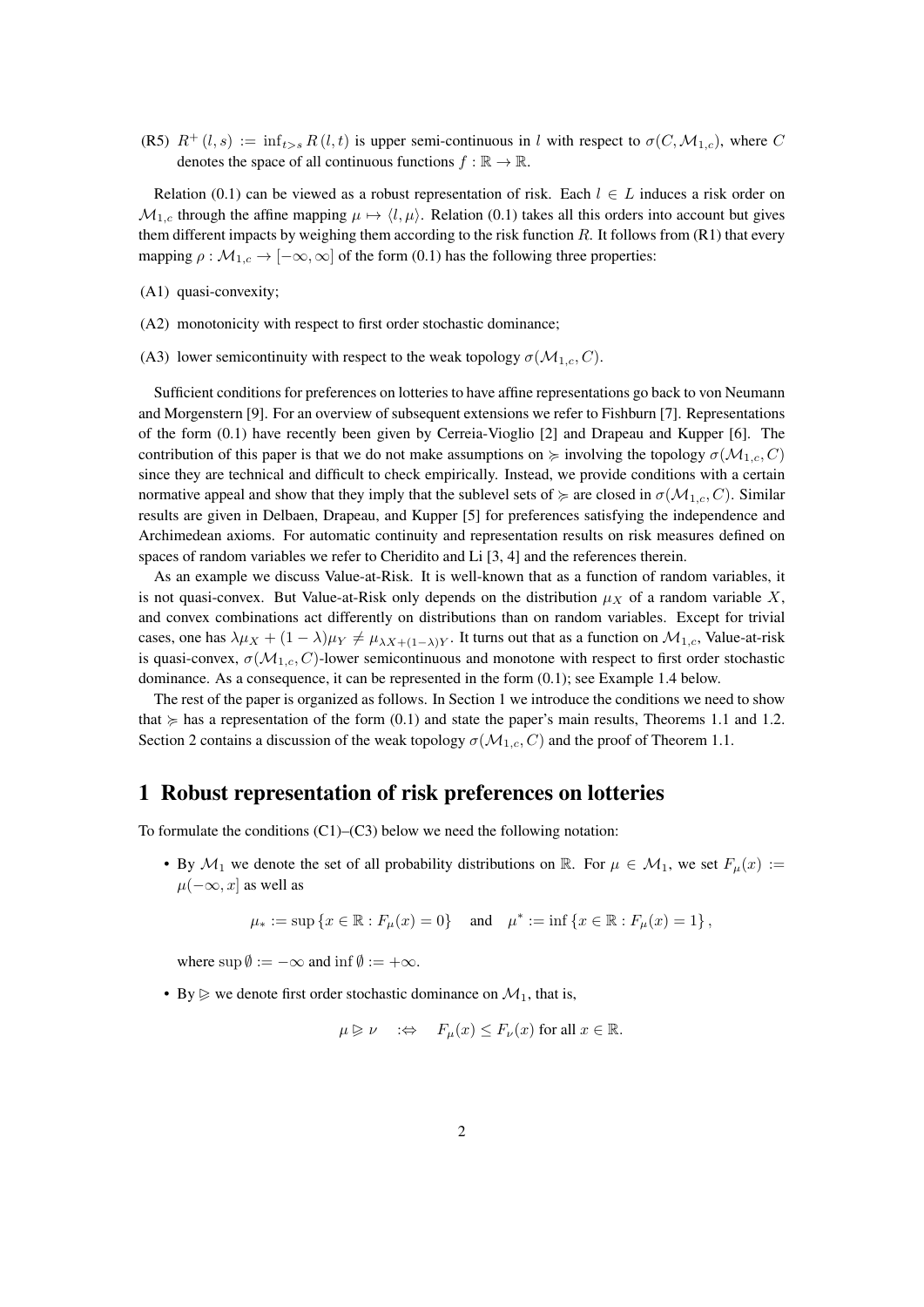(R5) $R^+(l,s) := \inf_{t>s} R(l,t)$ is upper semi-continuous in $l$ with respect to $\sigma(C, \mathcal{M}_{1,c})$, where $C$ denotes the space of all continuous functions $f : \mathbb{R} \to \mathbb{R}$.

Relation (0.1) can be viewed as a robust representation of risk. Each $l \in L$ induces a risk order on $\mathcal{M}_{1,c}$ through the affine mapping $\mu \mapsto \langle l, \mu \rangle$. Relation (0.1) takes all this orders into account but gives them different impacts by weighing them according to the risk function $R$. It follows from (R1) that every mapping $\rho : \mathcal{M}_{1,c} \to [-\infty, \infty]$ of the form (0.1) has the following three properties:

(A1) quasi-convexity;

(A2) monotonicity with respect to first order stochastic dominance;

(A3) lower semicontinuity with respect to the weak topology $\sigma(\mathcal{M}_{1,c}, C)$.

Sufficient conditions for preferences on lotteries to have affine representations go back to von Neumann and Morgenstern [9]. For an overview of subsequent extensions we refer to Fishburn [7]. Representations of the form (0.1) have recently been given by Cerreia-Vioglio [2] and Drapeau and Kupper [6]. The contribution of this paper is that we do not make assumptions on $\succcurlyeq$ involving the topology $\sigma(\mathcal{M}_{1,c}, C)$ since they are technical and difficult to check empirically. Instead, we provide conditions with a certain normative appeal and show that they imply that the sublevel sets of $\succcurlyeq$ are closed in $\sigma(\mathcal{M}_{1,c}, C)$. Similar results are given in Delbaen, Drapeau, and Kupper [5] for preferences satisfying the independence and Archimedean axioms. For automatic continuity and representation results on risk measures defined on spaces of random variables we refer to Cheridito and Li [3, 4] and the references therein.

As an example we discuss Value-at-Risk. It is well-known that as a function of random variables, it is not quasi-convex. But Value-at-Risk only depends on the distribution $\mu_X$ of a random variable $X$, and convex combinations act differently on distributions than on random variables. Except for trivial cases, one has $\lambda \mu_X + (1-\lambda)\mu_Y \neq \mu_{\lambda X + (1-\lambda)Y}$. It turns out that as a function on $\mathcal{M}_{1,c}$, Value-at-risk is quasi-convex, $\sigma(\mathcal{M}_{1,c}, C)$-lower semicontinuous and monotone with respect to first order stochastic dominance. As a consequence, it can be represented in the form (0.1); see Example 1.4 below.

The rest of the paper is organized as follows. In Section 1 we introduce the conditions we need to show that $\succcurlyeq$ has a representation of the form (0.1) and state the paper's main results, Theorems 1.1 and 1.2. Section 2 contains a discussion of the weak topology $\sigma(\mathcal{M}_{1,c}, C)$ and the proof of Theorem 1.1.

# 1 Robust representation of risk preferences on lotteries

To formulate the conditions (C1)–(C3) below we need the following notation:

- By $\mathcal{M}_1$ we denote the set of all probability distributions on $\mathbb{R}$. For $\mu \in \mathcal{M}_1$, we set $F_\mu(x) := \mu(-\infty, x]$ as well as

$$\mu_* := \sup \{x \in \mathbb{R} : F_\mu(x) = 0\} \quad \text{and} \quad \mu^* := \inf \{x \in \mathbb{R} : F_\mu(x) = 1\},$$

  where $\sup \emptyset := -\infty$ and $\inf \emptyset := +\infty$.

- By $\trianglerighteq$ we denote first order stochastic dominance on $\mathcal{M}_1$, that is,

$$\mu \trianglerighteq \nu \quad :\Leftrightarrow \quad F_\mu(x) \leq F_\nu(x) \text{ for all } x \in \mathbb{R}.$$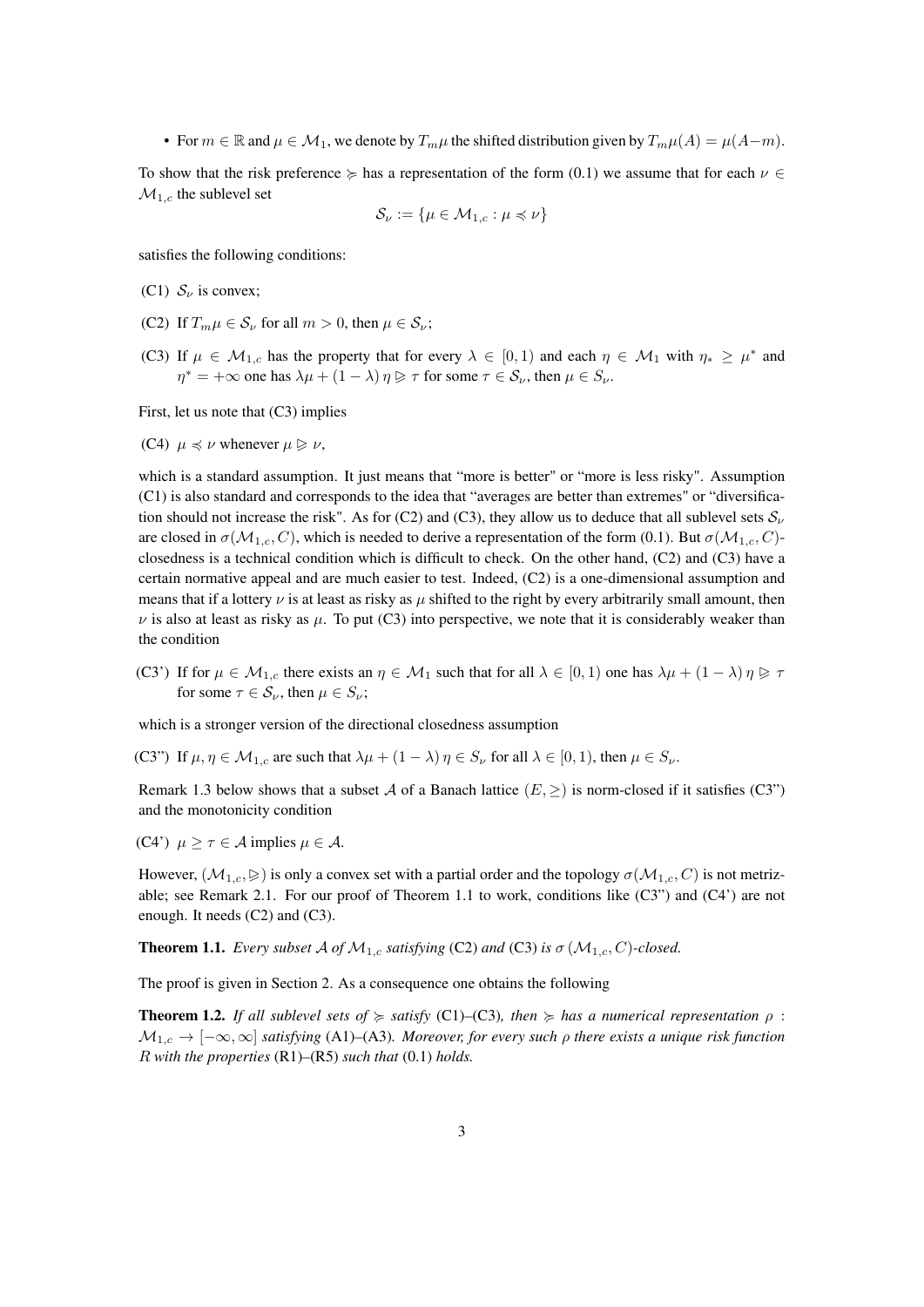- For $m \in \mathbb{R}$ and $\mu \in \mathcal{M}_1$, we denote by $T_m\mu$ the shifted distribution given by $T_m\mu(A) = \mu(A - m)$.

To show that the risk preference $\succcurlyeq$ has a representation of the form (0.1) we assume that for each $\nu \in \mathcal{M}_{1,c}$ the sublevel set

$$\mathcal{S}_\nu := \{\mu \in \mathcal{M}_{1,c} : \mu \preccurlyeq \nu\}$$

satisfies the following conditions:

(C1) $\mathcal{S}_\nu$ is convex;

(C2) If $T_m\mu \in \mathcal{S}_\nu$ for all $m > 0$, then $\mu \in \mathcal{S}_\nu$;

(C3) If $\mu \in \mathcal{M}_{1,c}$ has the property that for every $\lambda \in [0, 1)$ and each $\eta \in \mathcal{M}_1$ with $\eta_* \geq \mu^*$ and $\eta^* = +\infty$ one has $\lambda\mu + (1 - \lambda)\eta \trianglerighteq \tau$ for some $\tau \in \mathcal{S}_\nu$, then $\mu \in S_\nu$.

First, let us note that (C3) implies

(C4) $\mu \preccurlyeq \nu$ whenever $\mu \trianglerighteq \nu$,

which is a standard assumption. It just means that "more is better" or "more is less risky". Assumption (C1) is also standard and corresponds to the idea that "averages are better than extremes" or "diversification should not increase the risk". As for (C2) and (C3), they allow us to deduce that all sublevel sets $\mathcal{S}_\nu$ are closed in $\sigma(\mathcal{M}_{1,c}, C)$, which is needed to derive a representation of the form (0.1). But $\sigma(\mathcal{M}_{1,c}, C)$-closedness is a technical condition which is difficult to check. On the other hand, (C2) and (C3) have a certain normative appeal and are much easier to test. Indeed, (C2) is a one-dimensional assumption and means that if a lottery $\nu$ is at least as risky as $\mu$ shifted to the right by every arbitrarily small amount, then $\nu$ is also at least as risky as $\mu$. To put (C3) into perspective, we note that it is considerably weaker than the condition

(C3') If for $\mu \in \mathcal{M}_{1,c}$ there exists an $\eta \in \mathcal{M}_1$ such that for all $\lambda \in [0, 1)$ one has $\lambda\mu + (1 - \lambda)\eta \trianglerighteq \tau$ for some $\tau \in \mathcal{S}_\nu$, then $\mu \in S_\nu$;

which is a stronger version of the directional closedness assumption

(C3") If $\mu, \eta \in \mathcal{M}_{1,c}$ are such that $\lambda\mu + (1 - \lambda)\eta \in S_\nu$ for all $\lambda \in [0, 1)$, then $\mu \in S_\nu$.

Remark 1.3 below shows that a subset $\mathcal{A}$ of a Banach lattice $(E, \geq)$ is norm-closed if it satisfies (C3") and the monotonicity condition

(C4') $\mu \geq \tau \in \mathcal{A}$ implies $\mu \in \mathcal{A}$.

However, $(\mathcal{M}_{1,c}, \trianglerighteq)$ is only a convex set with a partial order and the topology $\sigma(\mathcal{M}_{1,c}, C)$ is not metrizable; see Remark 2.1. For our proof of Theorem 1.1 to work, conditions like (C3") and (C4') are not enough. It needs (C2) and (C3).

**Theorem 1.1.** *Every subset $\mathcal{A}$ of $\mathcal{M}_{1,c}$ satisfying* (C2) *and* (C3) *is $\sigma(\mathcal{M}_{1,c}, C)$-closed.*

The proof is given in Section 2. As a consequence one obtains the following

**Theorem 1.2.** *If all sublevel sets of $\succcurlyeq$ satisfy* (C1)–(C3)*, then $\succcurlyeq$ has a numerical representation $\rho : \mathcal{M}_{1,c} \to [-\infty, \infty]$ satisfying* (A1)–(A3)*. Moreover, for every such $\rho$ there exists a unique risk function $R$ with the properties* (R1)–(R5) *such that* (0.1) *holds.*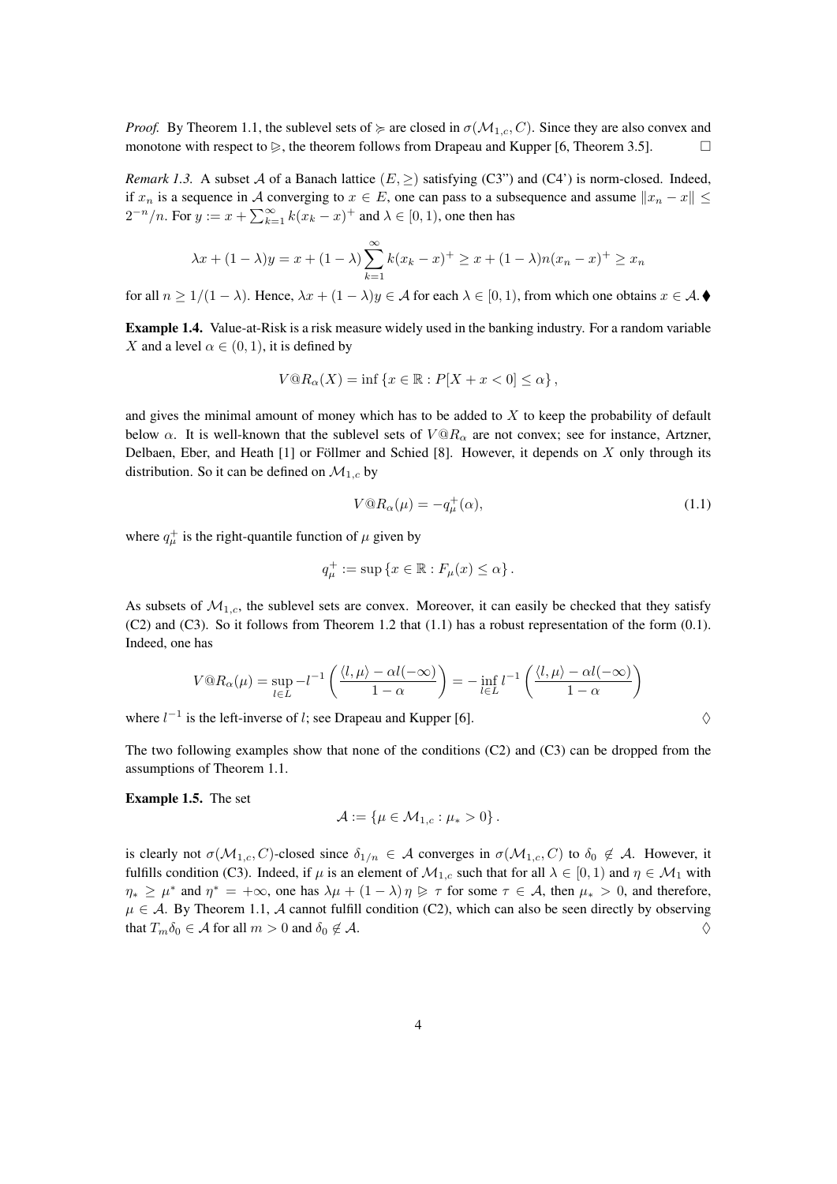*Proof.* By Theorem 1.1, the sublevel sets of $\succcurlyeq$ are closed in $\sigma(\mathcal{M}_{1,c}, C)$. Since they are also convex and monotone with respect to $\trianglerighteq$, the theorem follows from Drapeau and Kupper [6, Theorem 3.5]. $\square$

*Remark 1.3.* A subset $\mathcal{A}$ of a Banach lattice $(E, \geq)$ satisfying (C3") and (C4') is norm-closed. Indeed, if $x_n$ is a sequence in $\mathcal{A}$ converging to $x \in E$, one can pass to a subsequence and assume $\|x_n - x\| \leq 2^{-n}/n$. For $y := x + \sum_{k=1}^{\infty} k(x_k - x)^+$ and $\lambda \in [0, 1)$, one then has

$$\lambda x + (1-\lambda) y = x + (1-\lambda) \sum_{k=1}^{\infty} k(x_k - x)^+ \geq x + (1-\lambda) n (x_n - x)^+ \geq x_n$$

for all $n \geq 1/(1-\lambda)$. Hence, $\lambda x + (1-\lambda) y \in \mathcal{A}$ for each $\lambda \in [0, 1)$, from which one obtains $x \in \mathcal{A}$. ♦

**Example 1.4.** Value-at-Risk is a risk measure widely used in the banking industry. For a random variable $X$ and a level $\alpha \in (0, 1)$, it is defined by

$$V@R_\alpha(X) = \inf \{x \in \mathbb{R} : P[X + x < 0] \leq \alpha\},$$

and gives the minimal amount of money which has to be added to $X$ to keep the probability of default below $\alpha$. It is well-known that the sublevel sets of $V@R_\alpha$ are not convex; see for instance, Artzner, Delbaen, Eber, and Heath [1] or Föllmer and Schied [8]. However, it depends on $X$ only through its distribution. So it can be defined on $\mathcal{M}_{1,c}$ by

$$V@R_\alpha(\mu) = -q_\mu^+(\alpha), \tag{1.1}$$

where $q_\mu^+$ is the right-quantile function of $\mu$ given by

$$q_\mu^+ := \sup \{x \in \mathbb{R} : F_\mu(x) \leq \alpha\}.$$

As subsets of $\mathcal{M}_{1,c}$, the sublevel sets are convex. Moreover, it can easily be checked that they satisfy (C2) and (C3). So it follows from Theorem 1.2 that (1.1) has a robust representation of the form (0.1). Indeed, one has

$$V@R_\alpha(\mu) = \sup_{l \in L} -l^{-1}\left(\frac{\langle l, \mu\rangle - \alpha l(-\infty)}{1-\alpha}\right) = -\inf_{l \in L} l^{-1}\left(\frac{\langle l, \mu\rangle - \alpha l(-\infty)}{1-\alpha}\right)$$

where $l^{-1}$ is the left-inverse of $l$; see Drapeau and Kupper [6]. ◊

The two following examples show that none of the conditions (C2) and (C3) can be dropped from the assumptions of Theorem 1.1.

**Example 1.5.** The set

$$\mathcal{A} := \{\mu \in \mathcal{M}_{1,c} : \mu_* > 0\}.$$

is clearly not $\sigma(\mathcal{M}_{1,c}, C)$-closed since $\delta_{1/n} \in \mathcal{A}$ converges in $\sigma(\mathcal{M}_{1,c}, C)$ to $\delta_0 \notin \mathcal{A}$. However, it fulfills condition (C3). Indeed, if $\mu$ is an element of $\mathcal{M}_{1,c}$ such that for all $\lambda \in [0, 1)$ and $\eta \in \mathcal{M}_1$ with $\eta_* \geq \mu^*$ and $\eta^* = +\infty$, one has $\lambda \mu + (1-\lambda)\eta \trianglerighteq \tau$ for some $\tau \in \mathcal{A}$, then $\mu_* > 0$, and therefore, $\mu \in \mathcal{A}$. By Theorem 1.1, $\mathcal{A}$ cannot fulfill condition (C2), which can also be seen directly by observing that $T_m \delta_0 \in \mathcal{A}$ for all $m > 0$ and $\delta_0 \notin \mathcal{A}$. ◊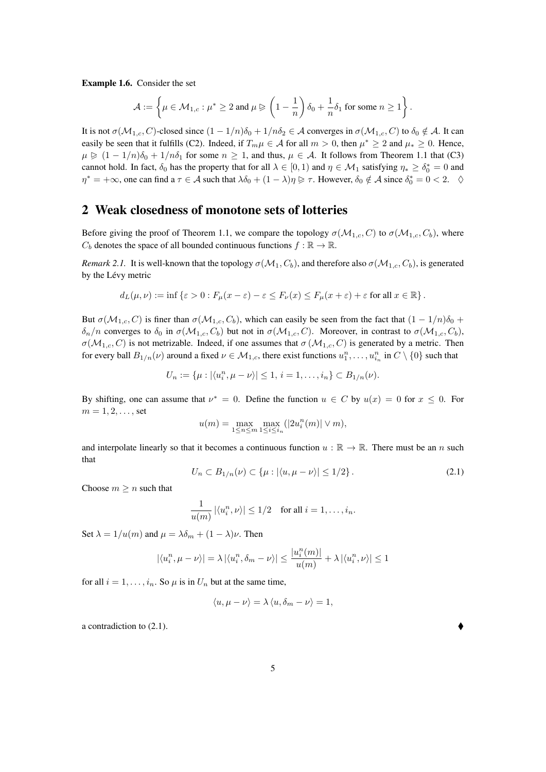**Example 1.6.** Consider the set

$$\mathcal{A} := \left\{ \mu \in \mathcal{M}_{1,c} : \mu^* \geq 2 \text{ and } \mu \trianglerighteq \left(1 - \frac{1}{n}\right) \delta_0 + \frac{1}{n}\delta_1 \text{ for some } n \geq 1 \right\}.$$

It is not $\sigma(\mathcal{M}_{1,c}, C)$-closed since $(1-1/n)\delta_0 + 1/n\delta_2 \in \mathcal{A}$ converges in $\sigma(\mathcal{M}_{1,c}, C)$ to $\delta_0 \notin \mathcal{A}$. It can easily be seen that it fulfills (C2). Indeed, if $T_m\mu \in \mathcal{A}$ for all $m > 0$, then $\mu^* \geq 2$ and $\mu_* \geq 0$. Hence, $\mu \trianglerighteq (1-1/n)\delta_0 + 1/n\delta_1$ for some $n \geq 1$, and thus, $\mu \in \mathcal{A}$. It follows from Theorem 1.1 that (C3) cannot hold. In fact, $\delta_0$ has the property that for all $\lambda \in [0,1)$ and $\eta \in \mathcal{M}_1$ satisfying $\eta_* \geq \delta_0^* = 0$ and $\eta^* = +\infty$, one can find a $\tau \in \mathcal{A}$ such that $\lambda\delta_0 + (1-\lambda)\eta \trianglerighteq \tau$. However, $\delta_0 \notin \mathcal{A}$ since $\delta_0^* = 0 < 2$. $\diamondsuit$

## 2 Weak closedness of monotone sets of lotteries

Before giving the proof of Theorem 1.1, we compare the topology $\sigma(\mathcal{M}_{1,c}, C)$ to $\sigma(\mathcal{M}_{1,c}, C_b)$, where $C_b$ denotes the space of all bounded continuous functions $f : \mathbb{R} \to \mathbb{R}$.

*Remark 2.1.* It is well-known that the topology $\sigma(\mathcal{M}_1, C_b)$, and therefore also $\sigma(\mathcal{M}_{1,c}, C_b)$, is generated by the Lévy metric

$$d_L(\mu, \nu) := \inf\left\{\varepsilon > 0 : F_\mu(x - \varepsilon) - \varepsilon \leq F_\nu(x) \leq F_\mu(x + \varepsilon) + \varepsilon \text{ for all } x \in \mathbb{R}\right\}.$$

But $\sigma(\mathcal{M}_{1,c}, C)$ is finer than $\sigma(\mathcal{M}_{1,c}, C_b)$, which can easily be seen from the fact that $(1-1/n)\delta_0 + \delta_n/n$ converges to $\delta_0$ in $\sigma(\mathcal{M}_{1,c}, C_b)$ but not in $\sigma(\mathcal{M}_{1,c}, C)$. Moreover, in contrast to $\sigma(\mathcal{M}_{1,c}, C_b)$, $\sigma(\mathcal{M}_{1,c}, C)$ is not metrizable. Indeed, if one assumes that $\sigma(\mathcal{M}_{1,c}, C)$ is generated by a metric. Then for every ball $B_{1/n}(\nu)$ around a fixed $\nu \in \mathcal{M}_{1,c}$, there exist functions $u_1^n, \ldots, u_{i_n}^n$ in $C \setminus \{0\}$ such that

$$U_n := \{\mu : |\langle u_i^n, \mu - \nu\rangle| \leq 1,\ i = 1, \ldots, i_n\} \subset B_{1/n}(\nu).$$

By shifting, one can assume that $\nu^* = 0$. Define the function $u \in C$ by $u(x) = 0$ for $x \leq 0$. For $m = 1, 2, \ldots$, set

$$u(m) = \max_{1 \leq n \leq m} \max_{1 \leq i \leq i_n} (|2u_i^n(m)| \vee m),$$

and interpolate linearly so that it becomes a continuous function $u : \mathbb{R} \to \mathbb{R}$. There must be an $n$ such that

$$U_n \subset B_{1/n}(\nu) \subset \{\mu : |\langle u, \mu - \nu\rangle| \leq 1/2\}. \tag{2.1}$$

Choose $m \geq n$ such that

$$\frac{1}{u(m)} |\langle u_i^n, \nu\rangle| \leq 1/2 \quad \text{for all } i = 1, \ldots, i_n.$$

Set $\lambda = 1/u(m)$ and $\mu = \lambda\delta_m + (1-\lambda)\nu$. Then

$$|\langle u_i^n, \mu - \nu\rangle| = \lambda\, |\langle u_i^n, \delta_m - \nu\rangle| \leq \frac{|u_i^n(m)|}{u(m)} + \lambda\, |\langle u_i^n, \nu\rangle| \leq 1$$

for all $i = 1, \ldots, i_n$. So $\mu$ is in $U_n$ but at the same time,

$$\langle u, \mu - \nu\rangle = \lambda\, \langle u, \delta_m - \nu\rangle = 1,$$

a contradiction to (2.1). ♦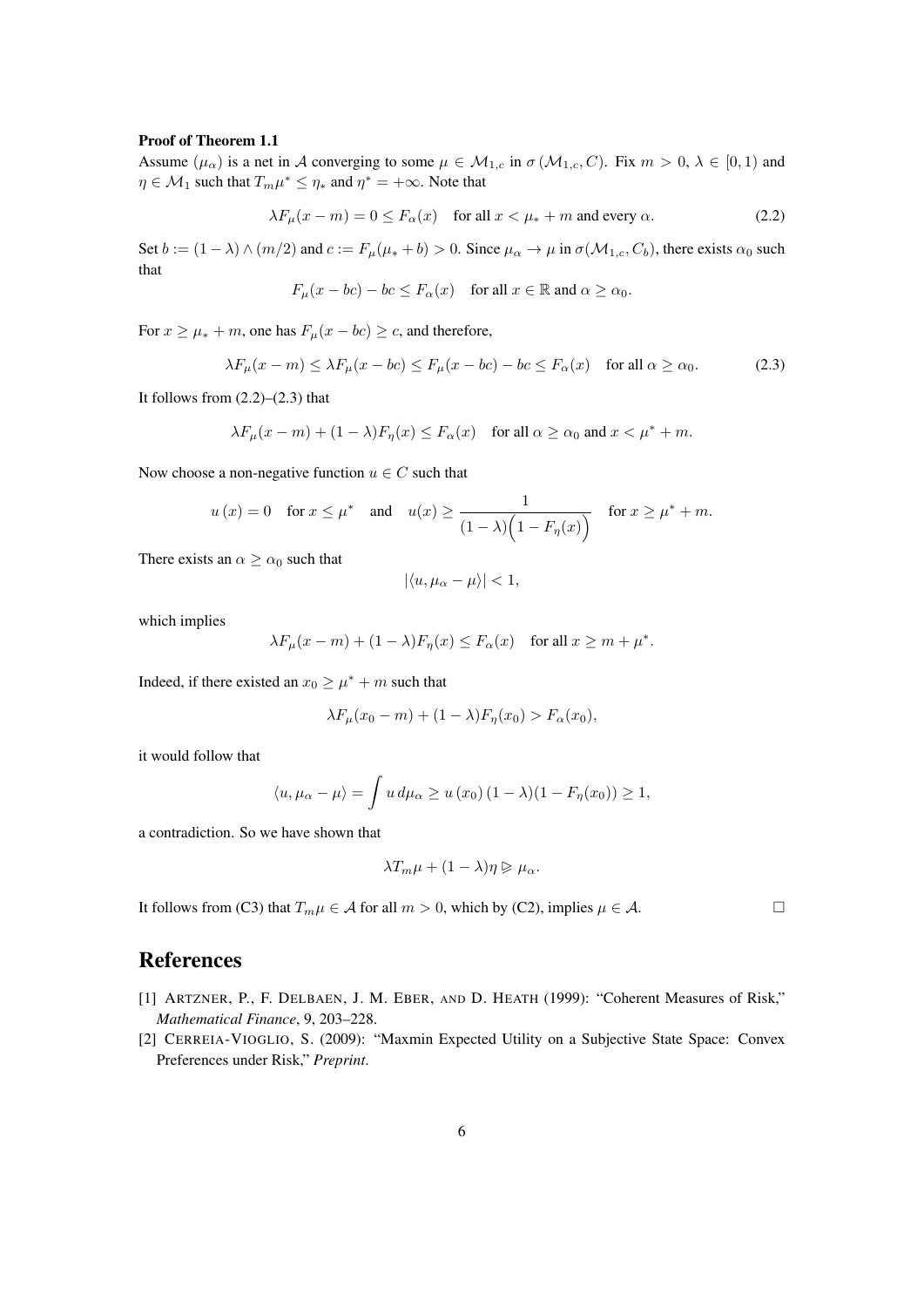**Proof of Theorem 1.1**

Assume $(\mu_\alpha)$ is a net in $\mathcal{A}$ converging to some $\mu \in \mathcal{M}_{1,c}$ in $\sigma(\mathcal{M}_{1,c}, C)$. Fix $m > 0$, $\lambda \in [0,1)$ and $\eta \in \mathcal{M}_1$ such that $T_m \mu^* \leq \eta_*$ and $\eta^* = +\infty$. Note that

$$\lambda F_\mu(x-m) = 0 \leq F_\alpha(x) \quad \text{for all } x < \mu_* + m \text{ and every } \alpha. \tag{2.2}$$

Set $b := (1-\lambda) \wedge (m/2)$ and $c := F_\mu(\mu_* + b) > 0$. Since $\mu_\alpha \to \mu$ in $\sigma(\mathcal{M}_{1,c}, C_b)$, there exists $\alpha_0$ such that

$$F_\mu(x - bc) - bc \leq F_\alpha(x) \quad \text{for all } x \in \mathbb{R} \text{ and } \alpha \geq \alpha_0.$$

For $x \geq \mu_* + m$, one has $F_\mu(x - bc) \geq c$, and therefore,

$$\lambda F_\mu(x-m) \leq \lambda F_\mu(x - bc) \leq F_\mu(x - bc) - bc \leq F_\alpha(x) \quad \text{for all } \alpha \geq \alpha_0. \tag{2.3}$$

It follows from (2.2)–(2.3) that

$$\lambda F_\mu(x-m) + (1-\lambda) F_\eta(x) \leq F_\alpha(x) \quad \text{for all } \alpha \geq \alpha_0 \text{ and } x < \mu^* + m.$$

Now choose a non-negative function $u \in C$ such that

$$u(x) = 0 \quad \text{for } x \leq \mu^* \quad \text{and} \quad u(x) \geq \frac{1}{(1-\lambda)\Big(1 - F_\eta(x)\Big)} \quad \text{for } x \geq \mu^* + m.$$

There exists an $\alpha \geq \alpha_0$ such that

$$|\langle u, \mu_\alpha - \mu \rangle| < 1,$$

which implies

$$\lambda F_\mu(x-m) + (1-\lambda) F_\eta(x) \leq F_\alpha(x) \quad \text{for all } x \geq m + \mu^*.$$

Indeed, if there existed an $x_0 \geq \mu^* + m$ such that

$$\lambda F_\mu(x_0 - m) + (1-\lambda) F_\eta(x_0) > F_\alpha(x_0),$$

it would follow that

$$\langle u, \mu_\alpha - \mu \rangle = \int u \, d\mu_\alpha \geq u(x_0)(1-\lambda)(1 - F_\eta(x_0)) \geq 1,$$

a contradiction. So we have shown that

$$\lambda T_m \mu + (1-\lambda)\eta \trianglerighteq \mu_\alpha.$$

It follows from (C3) that $T_m \mu \in \mathcal{A}$ for all $m > 0$, which by (C2), implies $\mu \in \mathcal{A}$. □

# References

[1] Artzner, P., F. Delbaen, J. M. Eber, and D. Heath (1999): "Coherent Measures of Risk," *Mathematical Finance*, 9, 203–228.

[2] Cerreia-Vioglio, S. (2009): "Maxmin Expected Utility on a Subjective State Space: Convex Preferences under Risk," *Preprint*.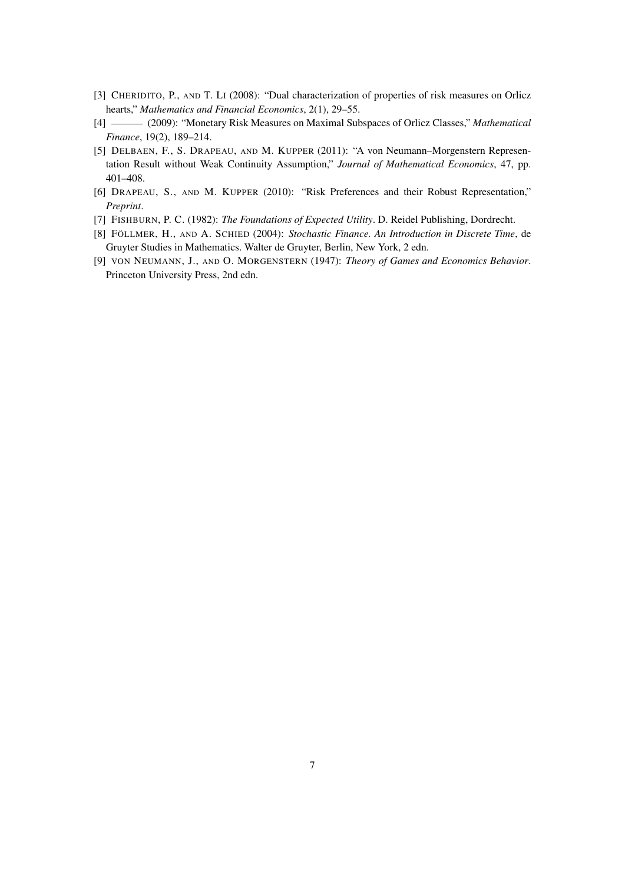[3] CHERIDITO, P., AND T. LI (2008): "Dual characterization of properties of risk measures on Orlicz hearts," *Mathematics and Financial Economics*, 2(1), 29–55.

[4] ——— (2009): "Monetary Risk Measures on Maximal Subspaces of Orlicz Classes," *Mathematical Finance*, 19(2), 189–214.

[5] DELBAEN, F., S. DRAPEAU, AND M. KUPPER (2011): "A von Neumann–Morgenstern Representation Result without Weak Continuity Assumption," *Journal of Mathematical Economics*, 47, pp. 401–408.

[6] DRAPEAU, S., AND M. KUPPER (2010): "Risk Preferences and their Robust Representation," *Preprint*.

[7] FISHBURN, P. C. (1982): *The Foundations of Expected Utility*. D. Reidel Publishing, Dordrecht.

[8] FÖLLMER, H., AND A. SCHIED (2004): *Stochastic Finance. An Introduction in Discrete Time*, de Gruyter Studies in Mathematics. Walter de Gruyter, Berlin, New York, 2 edn.

[9] VON NEUMANN, J., AND O. MORGENSTERN (1947): *Theory of Games and Economics Behavior*. Princeton University Press, 2nd edn.